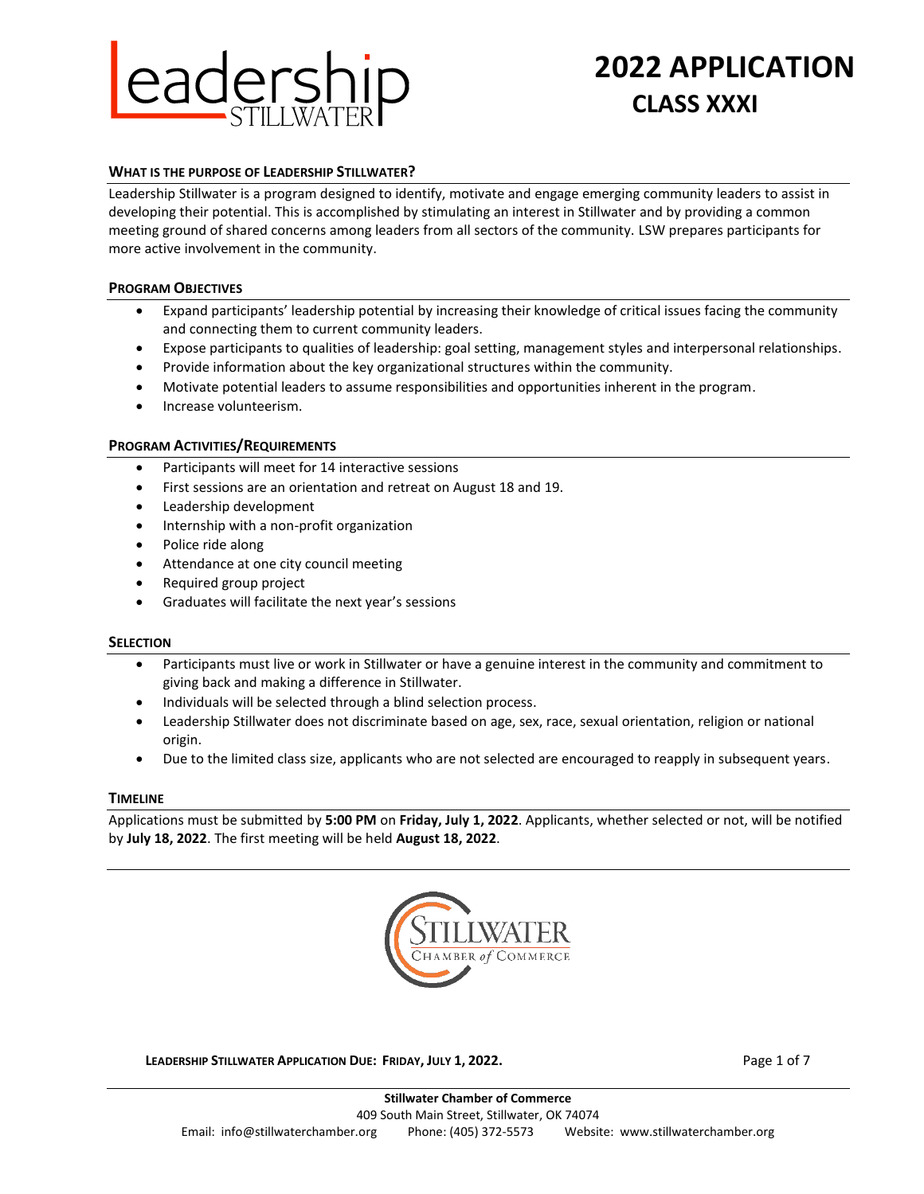# Leadership Stillwater

# 2022 APPLICATION
## CLASS XXXI

### WHAT IS THE PURPOSE OF LEADERSHIP STILLWATER?

Leadership Stillwater is a program designed to identify, motivate and engage emerging community leaders to assist in developing their potential. This is accomplished by stimulating an interest in Stillwater and by providing a common meeting ground of shared concerns among leaders from all sectors of the community. LSW prepares participants for more active involvement in the community.

### PROGRAM OBJECTIVES

- Expand participants' leadership potential by increasing their knowledge of critical issues facing the community and connecting them to current community leaders.
- Expose participants to qualities of leadership: goal setting, management styles and interpersonal relationships.
- Provide information about the key organizational structures within the community.
- Motivate potential leaders to assume responsibilities and opportunities inherent in the program.
- Increase volunteerism.

### PROGRAM ACTIVITIES/REQUIREMENTS

- Participants will meet for 14 interactive sessions
- First sessions are an orientation and retreat on August 18 and 19.
- Leadership development
- Internship with a non-profit organization
- Police ride along
- Attendance at one city council meeting
- Required group project
- Graduates will facilitate the next year's sessions

### SELECTION

- Participants must live or work in Stillwater or have a genuine interest in the community and commitment to giving back and making a difference in Stillwater.
- Individuals will be selected through a blind selection process.
- Leadership Stillwater does not discriminate based on age, sex, race, sexual orientation, religion or national origin.
- Due to the limited class size, applicants who are not selected are encouraged to reapply in subsequent years.

### TIMELINE

Applications must be submitted by **5:00 PM** on **Friday, July 1, 2022**. Applicants, whether selected or not, will be notified by **July 18, 2022**. The first meeting will be held **August 18, 2022**.

Stillwater Chamber of Commerce

**Stillwater Chamber of Commerce**
409 South Main Street, Stillwater, OK 74074
Email: info@stillwaterchamber.org Phone: (405) 372-5573 Website: www.stillwaterchamber.org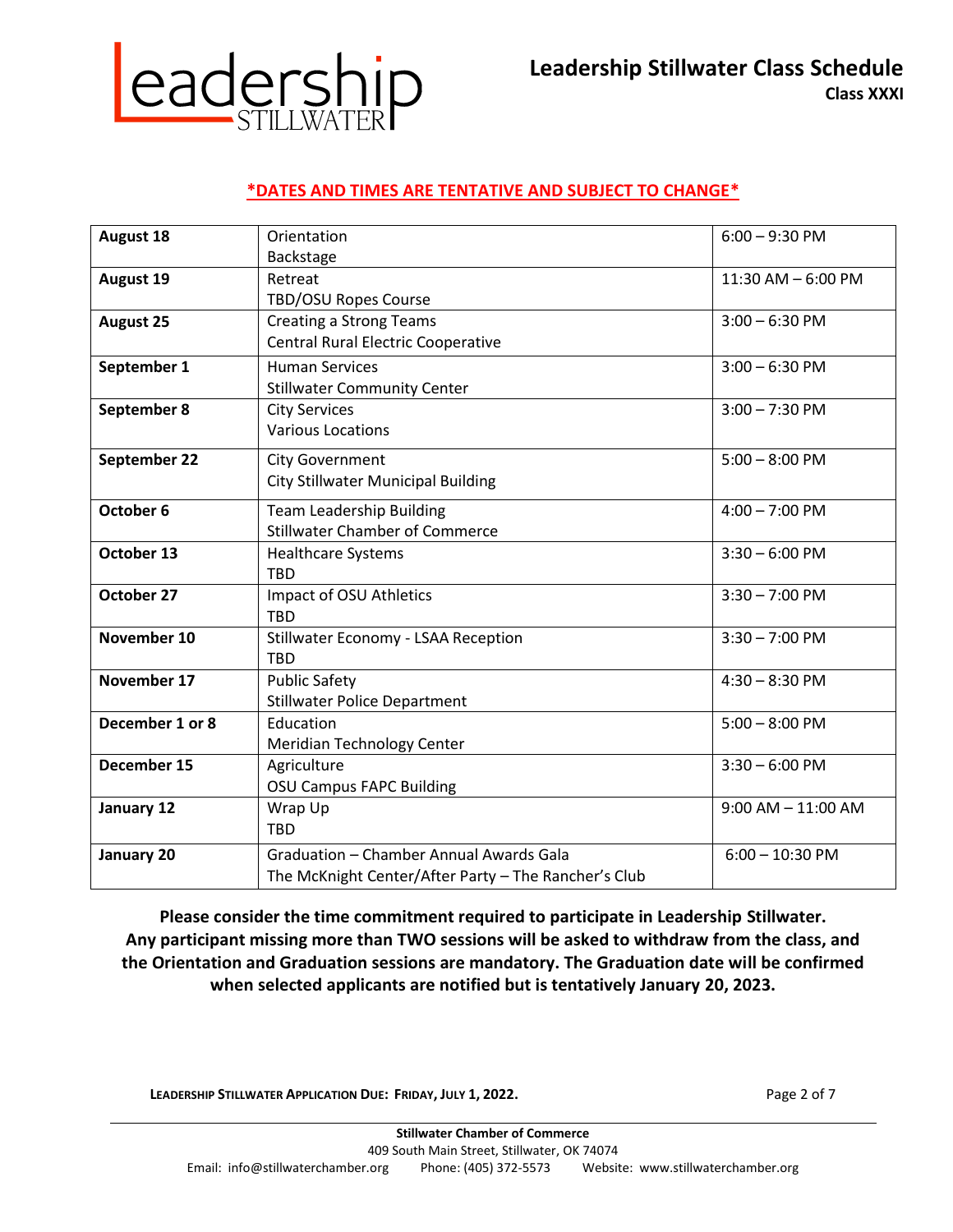# Leadership Stillwater Class Schedule

**Class XXXI**

**\*DATES AND TIMES ARE TENTATIVE AND SUBJECT TO CHANGE\***

| Date | Session / Location | Time |
|---|---|---|
| **August 18** | Orientation<br>Backstage | 6:00 – 9:30 PM |
| **August 19** | Retreat<br>TBD/OSU Ropes Course | 11:30 AM – 6:00 PM |
| **August 25** | Creating a Strong Teams<br>Central Rural Electric Cooperative | 3:00 – 6:30 PM |
| **September 1** | Human Services<br>Stillwater Community Center | 3:00 – 6:30 PM |
| **September 8** | City Services<br>Various Locations | 3:00 – 7:30 PM |
| **September 22** | City Government<br>City Stillwater Municipal Building | 5:00 – 8:00 PM |
| **October 6** | Team Leadership Building<br>Stillwater Chamber of Commerce | 4:00 – 7:00 PM |
| **October 13** | Healthcare Systems<br>TBD | 3:30 – 6:00 PM |
| **October 27** | Impact of OSU Athletics<br>TBD | 3:30 – 7:00 PM |
| **November 10** | Stillwater Economy - LSAA Reception<br>TBD | 3:30 – 7:00 PM |
| **November 17** | Public Safety<br>Stillwater Police Department | 4:30 – 8:30 PM |
| **December 1 or 8** | Education<br>Meridian Technology Center | 5:00 – 8:00 PM |
| **December 15** | Agriculture<br>OSU Campus FAPC Building | 3:30 – 6:00 PM |
| **January 12** | Wrap Up<br>TBD | 9:00 AM – 11:00 AM |
| **January 20** | Graduation – Chamber Annual Awards Gala<br>The McKnight Center/After Party – The Rancher's Club | 6:00 – 10:30 PM |

**Please consider the time commitment required to participate in Leadership Stillwater. Any participant missing more than TWO sessions will be asked to withdraw from the class, and the Orientation and Graduation sessions are mandatory. The Graduation date will be confirmed when selected applicants are notified but is tentatively January 20, 2023.**

**LEADERSHIP STILLWATER APPLICATION DUE: FRIDAY, JULY 1, 2022.**

**Stillwater Chamber of Commerce**
409 South Main Street, Stillwater, OK 74074
Email: info@stillwaterchamber.org Phone: (405) 372-5573 Website: www.stillwaterchamber.org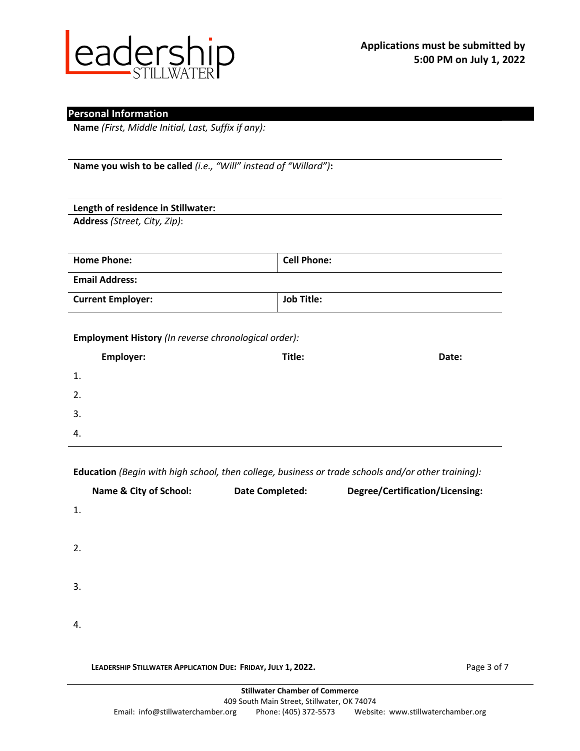Leadership STILLWATER

**Applications must be submitted by 5:00 PM on July 1, 2022**

## Personal Information

**Name** *(First, Middle Initial, Last, Suffix if any):*

**Name you wish to be called** *(i.e., "Will" instead of "Willard")***:**

**Length of residence in Stillwater:**

**Address** *(Street, City, Zip)*:

| **Home Phone:** | **Cell Phone:** |
|---|---|
| **Email Address:** | |
| **Current Employer:** | **Job Title:** |

**Employment History** *(In reverse chronological order):*

| | **Employer:** | **Title:** | **Date:** |
|---|---|---|---|
| 1. | | | |
| 2. | | | |
| 3. | | | |
| 4. | | | |

**Education** *(Begin with high school, then college, business or trade schools and/or other training):*

| | **Name & City of School:** | **Date Completed:** | **Degree/Certification/Licensing:** |
|---|---|---|---|
| 1. | | | |
| 2. | | | |
| 3. | | | |
| 4. | | | |

**LEADERSHIP STILLWATER APPLICATION DUE: FRIDAY, JULY 1, 2022.**

**Stillwater Chamber of Commerce**
409 South Main Street, Stillwater, OK 74074
Email: info@stillwaterchamber.org Phone: (405) 372-5573 Website: www.stillwaterchamber.org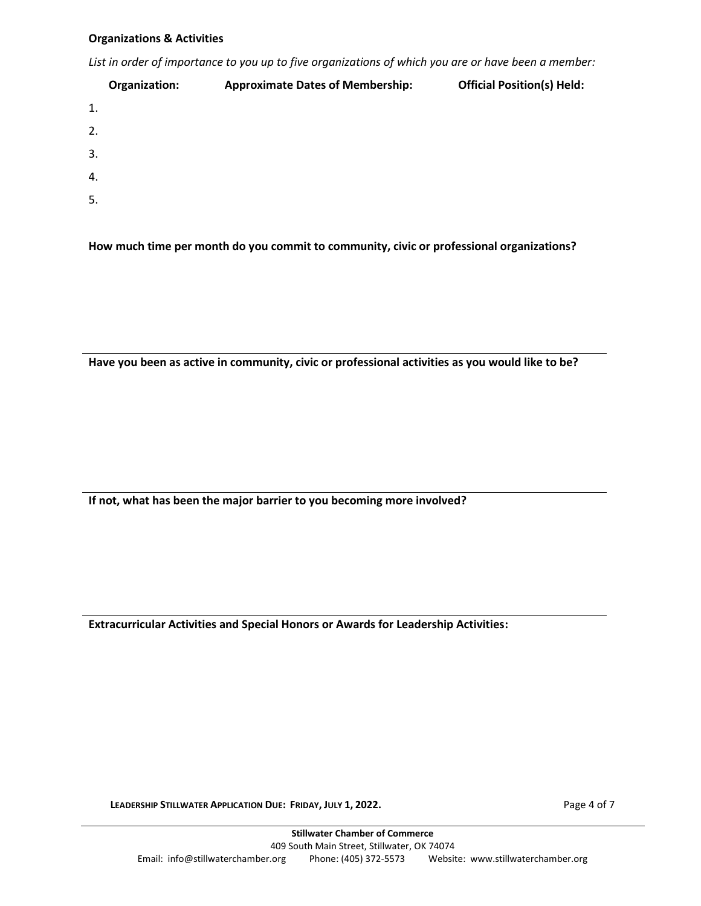**Organizations & Activities**

*List in order of importance to you up to five organizations of which you are or have been a member:*

| | Organization: | Approximate Dates of Membership: | Official Position(s) Held: |
|---|---|---|---|
| 1. | | | |
| 2. | | | |
| 3. | | | |
| 4. | | | |
| 5. | | | |

**How much time per month do you commit to community, civic or professional organizations?**

---

**Have you been as active in community, civic or professional activities as you would like to be?**

---

**If not, what has been the major barrier to you becoming more involved?**

---

**Extracurricular Activities and Special Honors or Awards for Leadership Activities:**

**LEADERSHIP STILLWATER APPLICATION DUE: FRIDAY, JULY 1, 2022.**

**Stillwater Chamber of Commerce**
409 South Main Street, Stillwater, OK 74074
Email: info@stillwaterchamber.org Phone: (405) 372-5573 Website: www.stillwaterchamber.org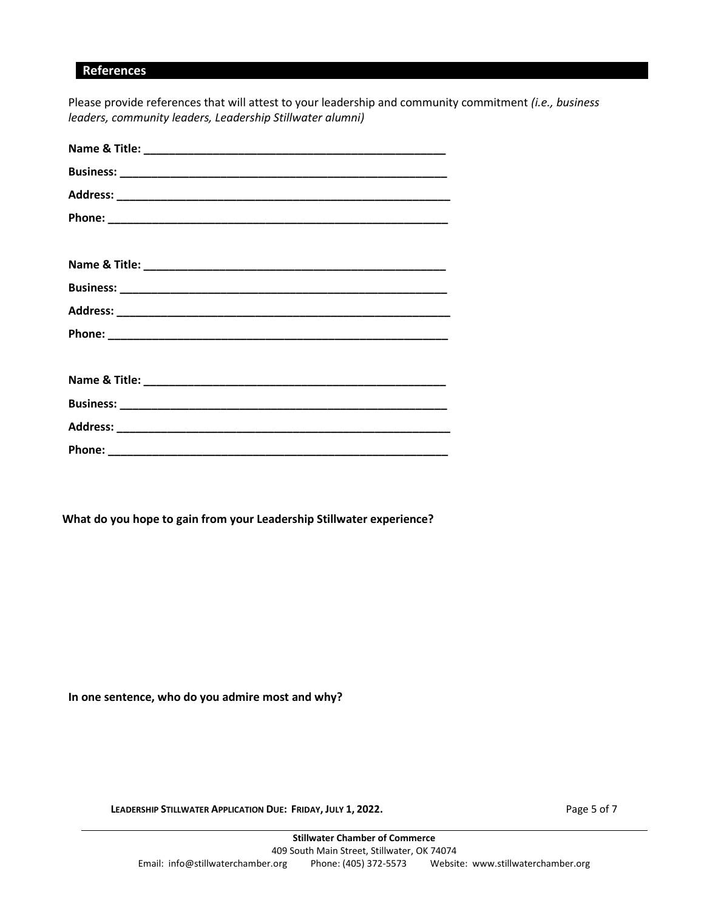## References

Please provide references that will attest to your leadership and community commitment *(i.e., business leaders, community leaders, Leadership Stillwater alumni)*

**Name & Title: ________________________________________________**

**Business: ___________________________________________________**

**Address: ____________________________________________________**

**Phone: _____________________________________________________**

**Name & Title: ________________________________________________**

**Business: ___________________________________________________**

**Address: ____________________________________________________**

**Phone: _____________________________________________________**

**Name & Title: ________________________________________________**

**Business: ___________________________________________________**

**Address: ____________________________________________________**

**Phone: _____________________________________________________**

**What do you hope to gain from your Leadership Stillwater experience?**

**In one sentence, who do you admire most and why?**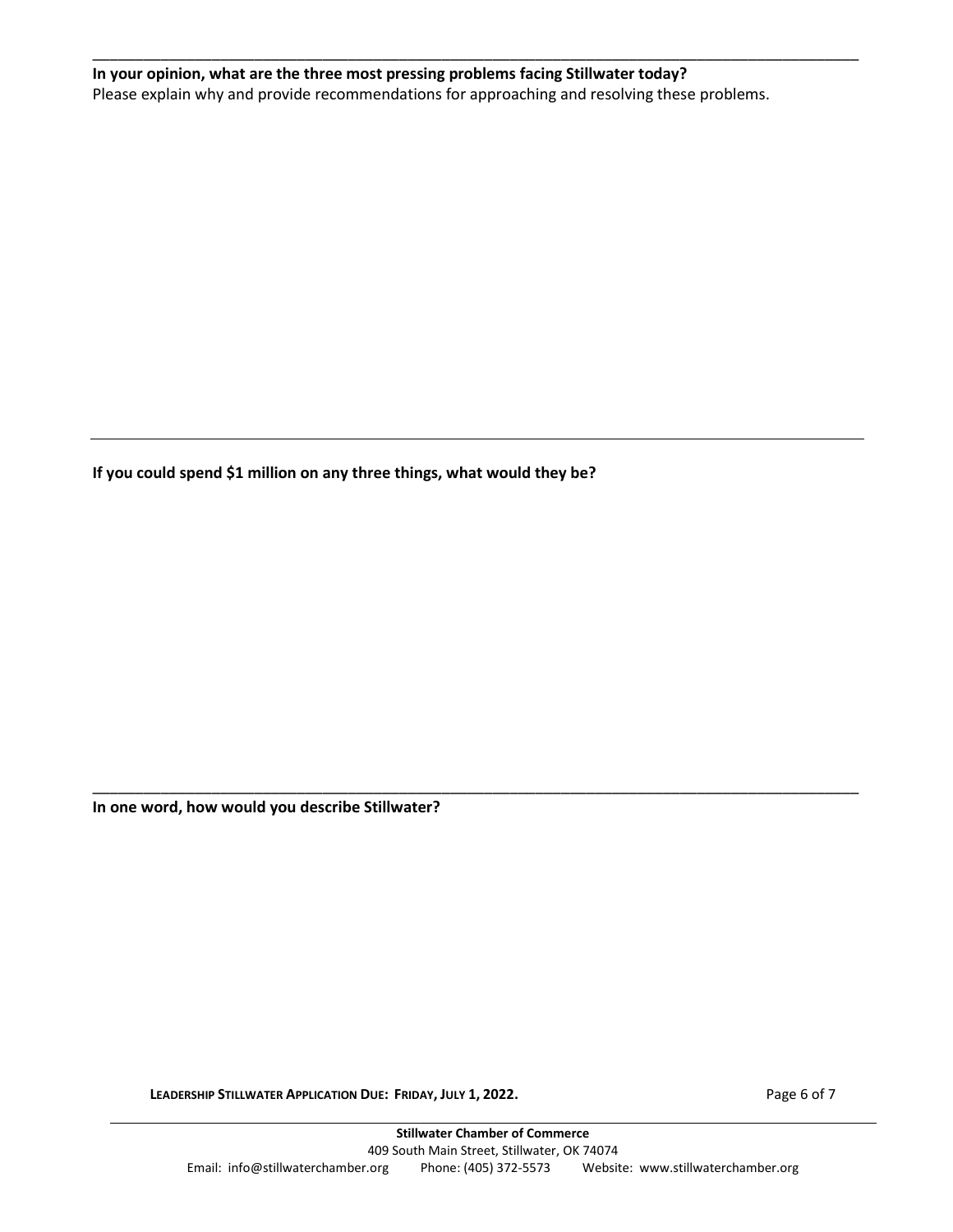**In your opinion, what are the three most pressing problems facing Stillwater today?**
Please explain why and provide recommendations for approaching and resolving these problems.

---

**If you could spend $1 million on any three things, what would they be?**

---

**In one word, how would you describe Stillwater?**

**LEADERSHIP STILLWATER APPLICATION DUE: FRIDAY, JULY 1, 2022.**

**Stillwater Chamber of Commerce**
409 South Main Street, Stillwater, OK 74074
Email: info@stillwaterchamber.org Phone: (405) 372-5573 Website: www.stillwaterchamber.org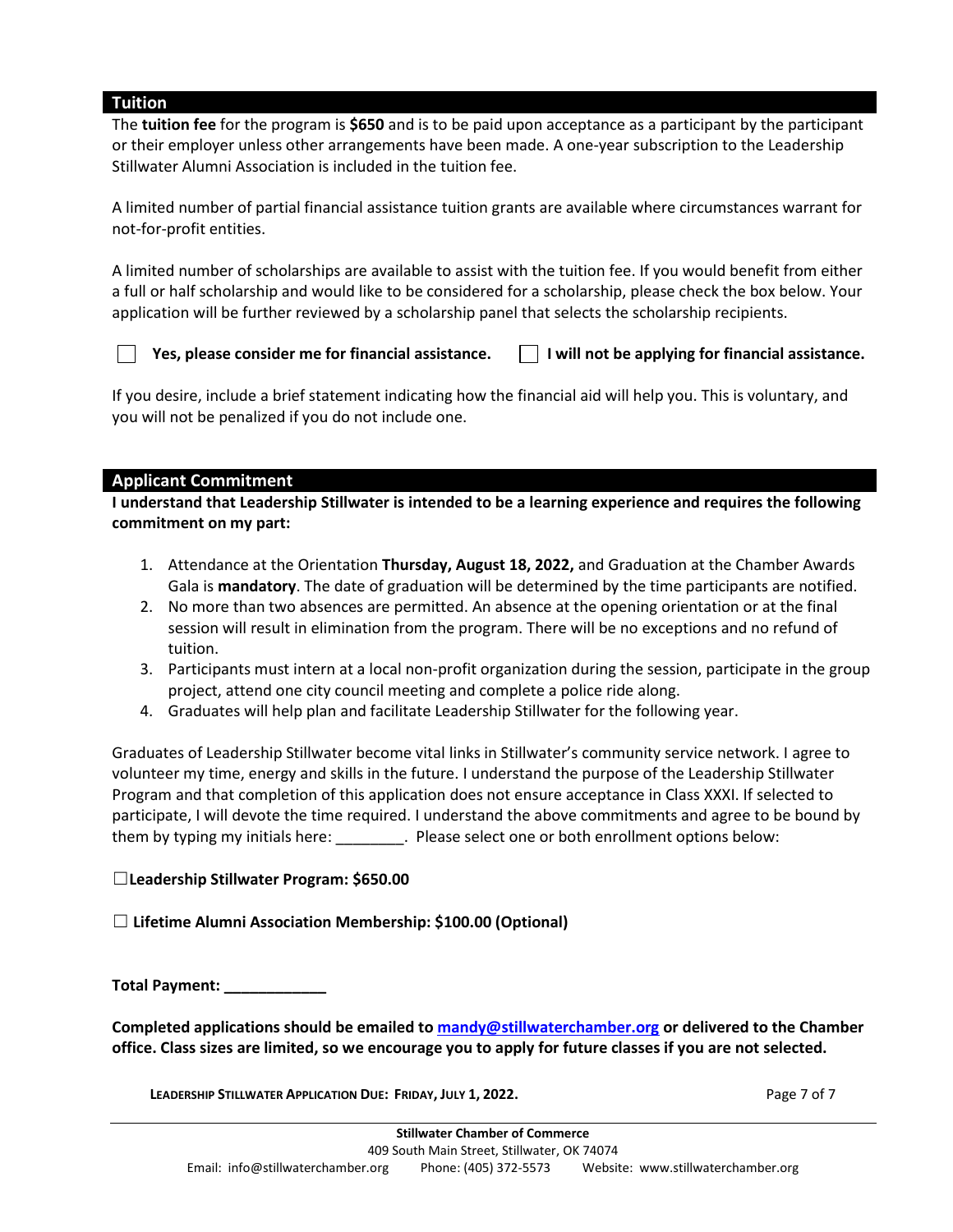## Tuition

The **tuition fee** for the program is **$650** and is to be paid upon acceptance as a participant by the participant or their employer unless other arrangements have been made. A one-year subscription to the Leadership Stillwater Alumni Association is included in the tuition fee.

A limited number of partial financial assistance tuition grants are available where circumstances warrant for not-for-profit entities.

A limited number of scholarships are available to assist with the tuition fee. If you would benefit from either a full or half scholarship and would like to be considered for a scholarship, please check the box below. Your application will be further reviewed by a scholarship panel that selects the scholarship recipients.

☐ **Yes, please consider me for financial assistance.** ☐ **I will not be applying for financial assistance.**

If you desire, include a brief statement indicating how the financial aid will help you. This is voluntary, and you will not be penalized if you do not include one.

## Applicant Commitment

**I understand that Leadership Stillwater is intended to be a learning experience and requires the following commitment on my part:**

1. Attendance at the Orientation **Thursday, August 18, 2022,** and Graduation at the Chamber Awards Gala is **mandatory**. The date of graduation will be determined by the time participants are notified.
2. No more than two absences are permitted. An absence at the opening orientation or at the final session will result in elimination from the program. There will be no exceptions and no refund of tuition.
3. Participants must intern at a local non-profit organization during the session, participate in the group project, attend one city council meeting and complete a police ride along.
4. Graduates will help plan and facilitate Leadership Stillwater for the following year.

Graduates of Leadership Stillwater become vital links in Stillwater's community service network. I agree to volunteer my time, energy and skills in the future. I understand the purpose of the Leadership Stillwater Program and that completion of this application does not ensure acceptance in Class XXXI. If selected to participate, I will devote the time required. I understand the above commitments and agree to be bound by them by typing my initials here: ________. Please select one or both enrollment options below:

☐**Leadership Stillwater Program: $650.00**

☐ **Lifetime Alumni Association Membership: $100.00 (Optional)**

**Total Payment: ____________**

**Completed applications should be emailed to [mandy@stillwaterchamber.org](mailto:mandy@stillwaterchamber.org) or delivered to the Chamber office. Class sizes are limited, so we encourage you to apply for future classes if you are not selected.**

**LEADERSHIP STILLWATER APPLICATION DUE: FRIDAY, JULY 1, 2022.**

**Stillwater Chamber of Commerce**
409 South Main Street, Stillwater, OK 74074
Email: info@stillwaterchamber.org Phone: (405) 372-5573 Website: www.stillwaterchamber.org